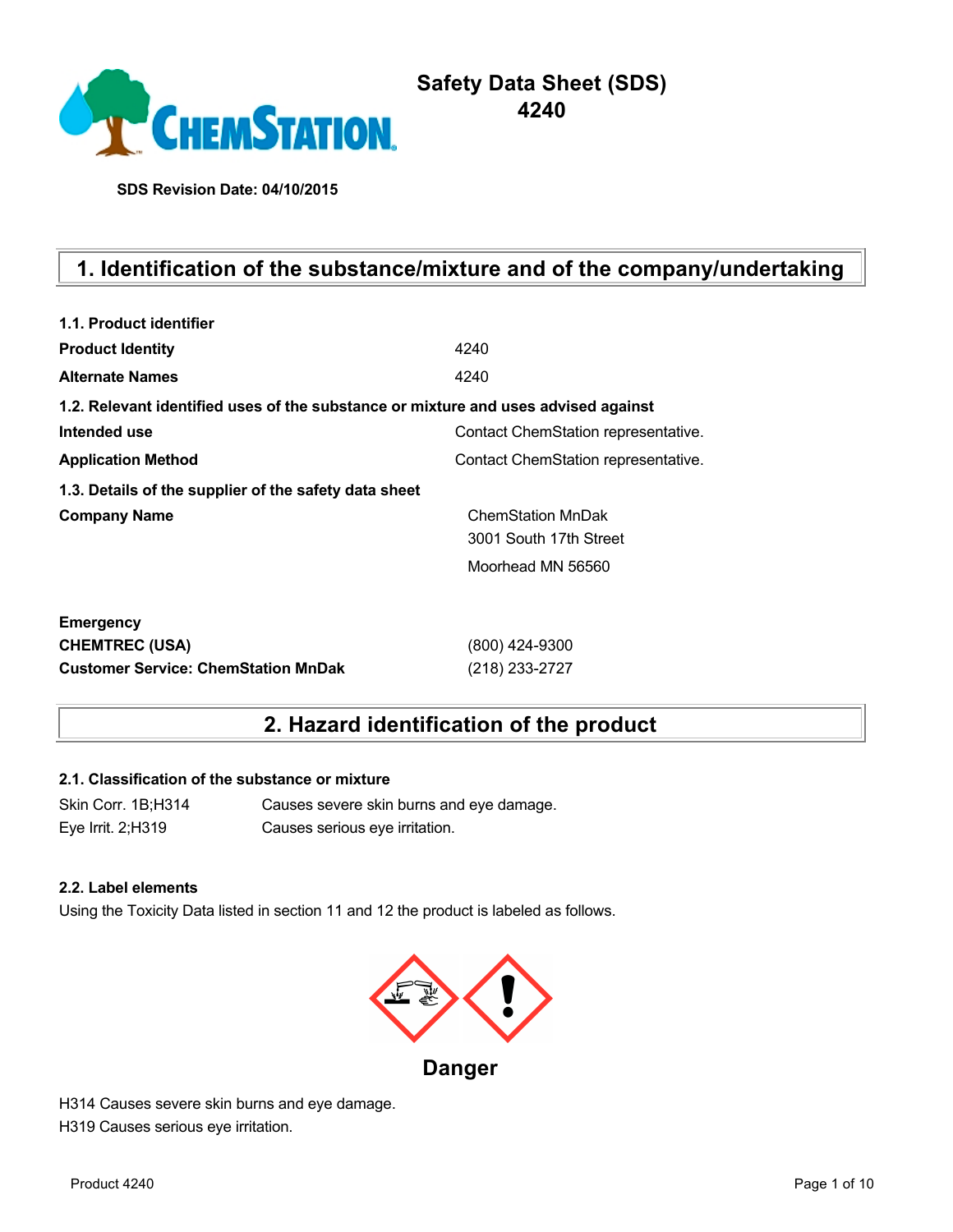# Safety Data Sheet (SDS)
# 4240

**SDS Revision Date: 04/10/2015**

## 1. Identification of the substance/mixture and of the company/undertaking

**1.1. Product identifier**

| | |
|---|---|
| **Product Identity** | 4240 |
| **Alternate Names** | 4240 |

**1.2. Relevant identified uses of the substance or mixture and uses advised against**

| | |
|---|---|
| **Intended use** | Contact ChemStation representative. |
| **Application Method** | Contact ChemStation representative. |

**1.3. Details of the supplier of the safety data sheet**

| | |
|---|---|
| **Company Name** | ChemStation MnDak<br>3001 South 17th Street<br>Moorhead MN 56560 |

| | |
|---|---|
| **Emergency** | |
| **CHEMTREC (USA)** | (800) 424-9300 |
| **Customer Service: ChemStation MnDak** | (218) 233-2727 |

## 2. Hazard identification of the product

**2.1. Classification of the substance or mixture**

| | |
|---|---|
| Skin Corr. 1B;H314 | Causes severe skin burns and eye damage. |
| Eye Irrit. 2;H319 | Causes serious eye irritation. |

**2.2. Label elements**

Using the Toxicity Data listed in section 11 and 12 the product is labeled as follows.

**Danger**

H314 Causes severe skin burns and eye damage.
H319 Causes serious eye irritation.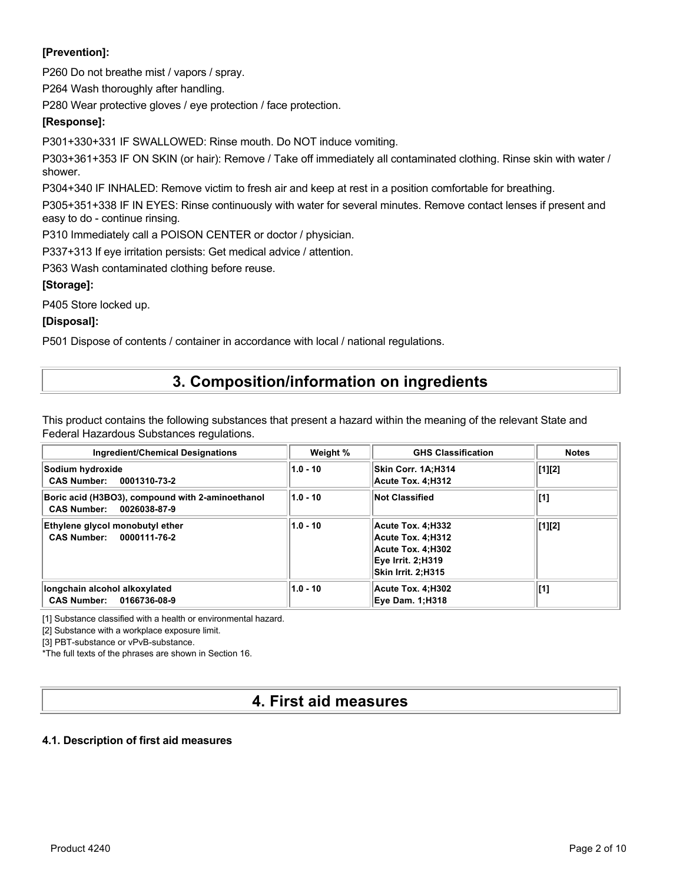**[Prevention]:**

P260 Do not breathe mist / vapors / spray.

P264 Wash thoroughly after handling.

P280 Wear protective gloves / eye protection / face protection.

**[Response]:**

P301+330+331 IF SWALLOWED: Rinse mouth. Do NOT induce vomiting.

P303+361+353 IF ON SKIN (or hair): Remove / Take off immediately all contaminated clothing. Rinse skin with water / shower.

P304+340 IF INHALED: Remove victim to fresh air and keep at rest in a position comfortable for breathing.

P305+351+338 IF IN EYES: Rinse continuously with water for several minutes. Remove contact lenses if present and easy to do - continue rinsing.

P310 Immediately call a POISON CENTER or doctor / physician.

P337+313 If eye irritation persists: Get medical advice / attention.

P363 Wash contaminated clothing before reuse.

**[Storage]:**

P405 Store locked up.

**[Disposal]:**

P501 Dispose of contents / container in accordance with local / national regulations.

# 3. Composition/information on ingredients

This product contains the following substances that present a hazard within the meaning of the relevant State and Federal Hazardous Substances regulations.

| Ingredient/Chemical Designations | Weight % | GHS Classification | Notes |
|---|---|---|---|
| **Sodium hydroxide**<br>**CAS Number: 0001310-73-2** | **1.0 - 10** | **Skin Corr. 1A;H314**<br>**Acute Tox. 4;H312** | **[1][2]** |
| **Boric acid (H3BO3), compound with 2-aminoethanol**<br>**CAS Number: 0026038-87-9** | **1.0 - 10** | **Not Classified** | **[1]** |
| **Ethylene glycol monobutyl ether**<br>**CAS Number: 0000111-76-2** | **1.0 - 10** | **Acute Tox. 4;H332**<br>**Acute Tox. 4;H312**<br>**Acute Tox. 4;H302**<br>**Eye Irrit. 2;H319**<br>**Skin Irrit. 2;H315** | **[1][2]** |
| **longchain alcohol alkoxylated**<br>**CAS Number: 0166736-08-9** | **1.0 - 10** | **Acute Tox. 4;H302**<br>**Eye Dam. 1;H318** | **[1]** |

[1] Substance classified with a health or environmental hazard.

[2] Substance with a workplace exposure limit.

[3] PBT-substance or vPvB-substance.

*The full texts of the phrases are shown in Section 16.

# 4. First aid measures

### 4.1. Description of first aid measures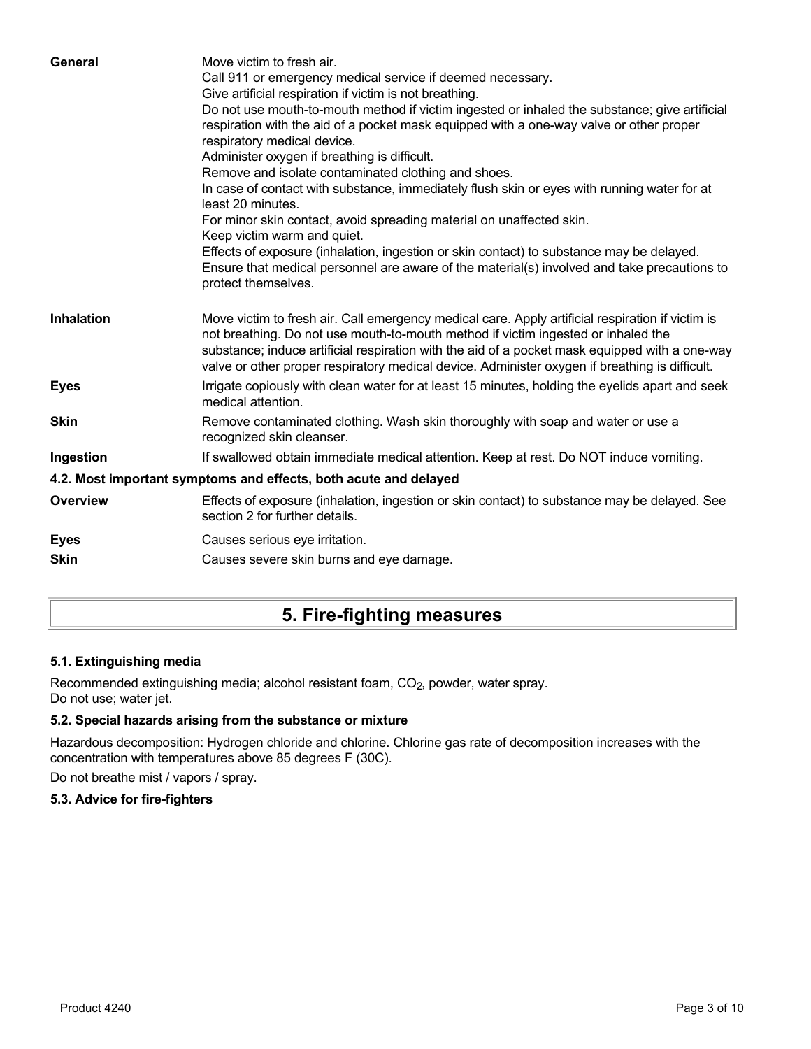**General**
Move victim to fresh air.
Call 911 or emergency medical service if deemed necessary.
Give artificial respiration if victim is not breathing.
Do not use mouth-to-mouth method if victim ingested or inhaled the substance; give artificial respiration with the aid of a pocket mask equipped with a one-way valve or other proper respiratory medical device.
Administer oxygen if breathing is difficult.
Remove and isolate contaminated clothing and shoes.
In case of contact with substance, immediately flush skin or eyes with running water for at least 20 minutes.
For minor skin contact, avoid spreading material on unaffected skin.
Keep victim warm and quiet.
Effects of exposure (inhalation, ingestion or skin contact) to substance may be delayed.
Ensure that medical personnel are aware of the material(s) involved and take precautions to protect themselves.

**Inhalation**
Move victim to fresh air. Call emergency medical care. Apply artificial respiration if victim is not breathing. Do not use mouth-to-mouth method if victim ingested or inhaled the substance; induce artificial respiration with the aid of a pocket mask equipped with a one-way valve or other proper respiratory medical device. Administer oxygen if breathing is difficult.

**Eyes**
Irrigate copiously with clean water for at least 15 minutes, holding the eyelids apart and seek medical attention.

**Skin**
Remove contaminated clothing. Wash skin thoroughly with soap and water or use a recognized skin cleanser.

**Ingestion**
If swallowed obtain immediate medical attention. Keep at rest. Do NOT induce vomiting.

### 4.2. Most important symptoms and effects, both acute and delayed

**Overview**
Effects of exposure (inhalation, ingestion or skin contact) to substance may be delayed. See section 2 for further details.

**Eyes**
Causes serious eye irritation.

**Skin**
Causes severe skin burns and eye damage.

## 5. Fire-fighting measures

### 5.1. Extinguishing media

Recommended extinguishing media; alcohol resistant foam, $CO_2$, powder, water spray.
Do not use; water jet.

### 5.2. Special hazards arising from the substance or mixture

Hazardous decomposition: Hydrogen chloride and chlorine. Chlorine gas rate of decomposition increases with the concentration with temperatures above 85 degrees F (30C).

Do not breathe mist / vapors / spray.

### 5.3. Advice for fire-fighters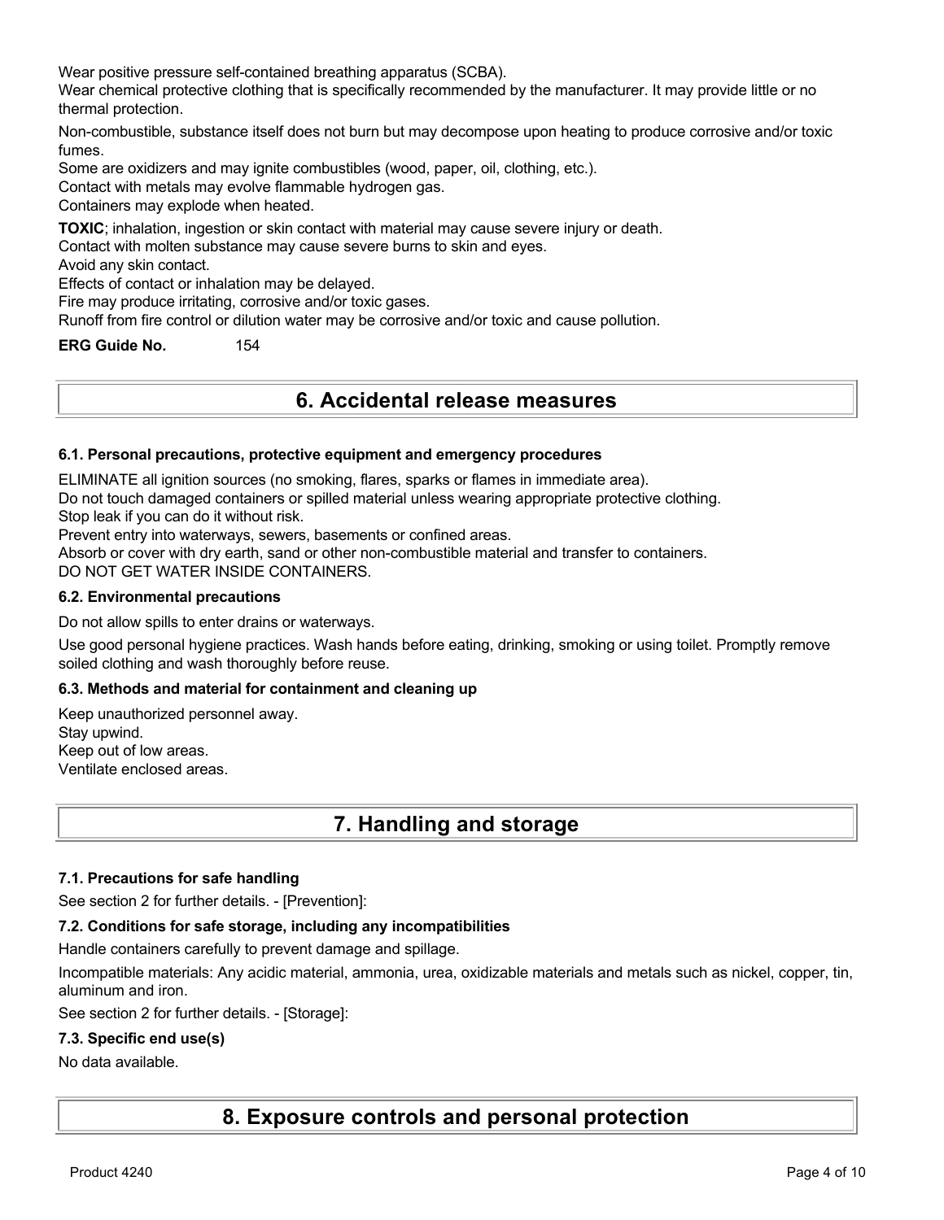Wear positive pressure self-contained breathing apparatus (SCBA).

Wear chemical protective clothing that is specifically recommended by the manufacturer. It may provide little or no thermal protection.

Non-combustible, substance itself does not burn but may decompose upon heating to produce corrosive and/or toxic fumes.

Some are oxidizers and may ignite combustibles (wood, paper, oil, clothing, etc.).

Contact with metals may evolve flammable hydrogen gas.

Containers may explode when heated.

**TOXIC**; inhalation, ingestion or skin contact with material may cause severe injury or death.

Contact with molten substance may cause severe burns to skin and eyes.

Avoid any skin contact.

Effects of contact or inhalation may be delayed.

Fire may produce irritating, corrosive and/or toxic gases.

Runoff from fire control or dilution water may be corrosive and/or toxic and cause pollution.

**ERG Guide No.** 154

# 6. Accidental release measures

### 6.1. Personal precautions, protective equipment and emergency procedures

ELIMINATE all ignition sources (no smoking, flares, sparks or flames in immediate area).

Do not touch damaged containers or spilled material unless wearing appropriate protective clothing.

Stop leak if you can do it without risk.

Prevent entry into waterways, sewers, basements or confined areas.

Absorb or cover with dry earth, sand or other non-combustible material and transfer to containers.

DO NOT GET WATER INSIDE CONTAINERS.

### 6.2. Environmental precautions

Do not allow spills to enter drains or waterways.

Use good personal hygiene practices. Wash hands before eating, drinking, smoking or using toilet. Promptly remove soiled clothing and wash thoroughly before reuse.

### 6.3. Methods and material for containment and cleaning up

Keep unauthorized personnel away.

Stay upwind.

Keep out of low areas.

Ventilate enclosed areas.

# 7. Handling and storage

### 7.1. Precautions for safe handling

See section 2 for further details. - [Prevention]:

### 7.2. Conditions for safe storage, including any incompatibilities

Handle containers carefully to prevent damage and spillage.

Incompatible materials: Any acidic material, ammonia, urea, oxidizable materials and metals such as nickel, copper, tin, aluminum and iron.

See section 2 for further details. - [Storage]:

### 7.3. Specific end use(s)

No data available.

# 8. Exposure controls and personal protection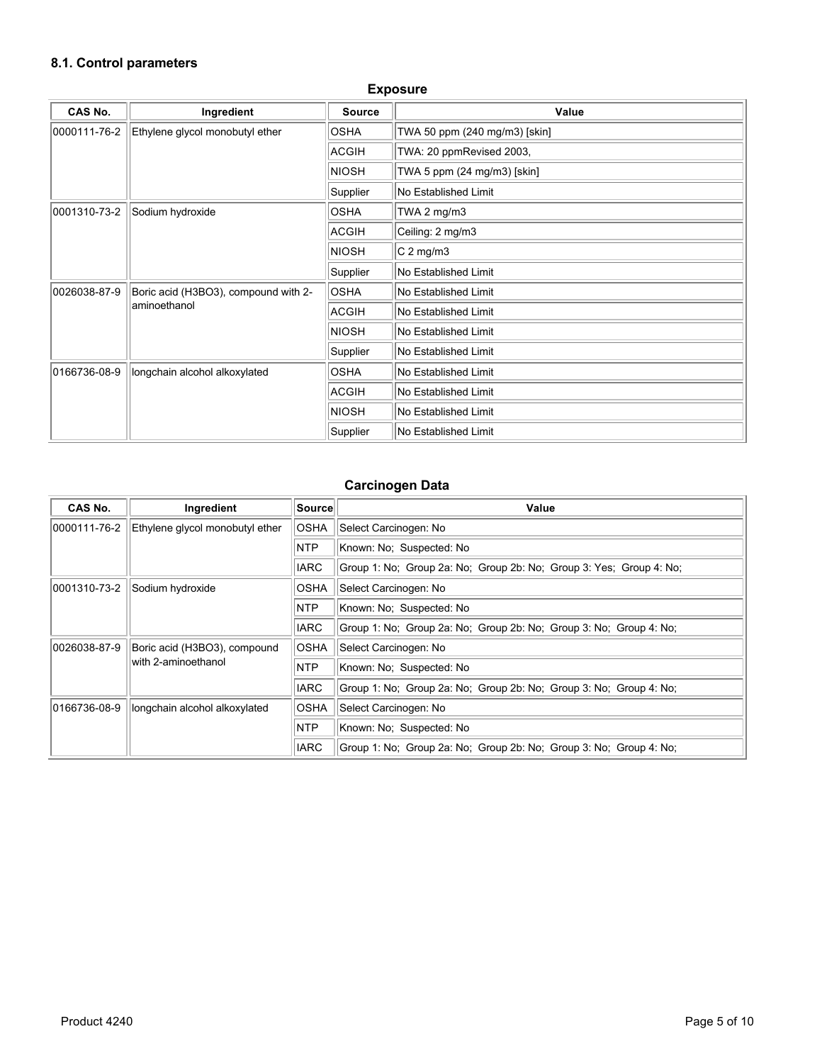### 8.1. Control parameters

**Exposure**

| CAS No. | Ingredient | Source | Value |
|---|---|---|---|
| 0000111-76-2 | Ethylene glycol monobutyl ether | OSHA | TWA 50 ppm (240 mg/m3) [skin] |
| | | ACGIH | TWA: 20 ppmRevised 2003, |
| | | NIOSH | TWA 5 ppm (24 mg/m3) [skin] |
| | | Supplier | No Established Limit |
| 0001310-73-2 | Sodium hydroxide | OSHA | TWA 2 mg/m3 |
| | | ACGIH | Ceiling: 2 mg/m3 |
| | | NIOSH | C 2 mg/m3 |
| | | Supplier | No Established Limit |
| 0026038-87-9 | Boric acid (H3BO3), compound with 2-aminoethanol | OSHA | No Established Limit |
| | | ACGIH | No Established Limit |
| | | NIOSH | No Established Limit |
| | | Supplier | No Established Limit |
| 0166736-08-9 | longchain alcohol alkoxylated | OSHA | No Established Limit |
| | | ACGIH | No Established Limit |
| | | NIOSH | No Established Limit |
| | | Supplier | No Established Limit |

**Carcinogen Data**

| CAS No. | Ingredient | Source | Value |
|---|---|---|---|
| 0000111-76-2 | Ethylene glycol monobutyl ether | OSHA | Select Carcinogen: No |
| | | NTP | Known: No; Suspected: No |
| | | IARC | Group 1: No; Group 2a: No; Group 2b: No; Group 3: Yes; Group 4: No; |
| 0001310-73-2 | Sodium hydroxide | OSHA | Select Carcinogen: No |
| | | NTP | Known: No; Suspected: No |
| | | IARC | Group 1: No; Group 2a: No; Group 2b: No; Group 3: No; Group 4: No; |
| 0026038-87-9 | Boric acid (H3BO3), compound with 2-aminoethanol | OSHA | Select Carcinogen: No |
| | | NTP | Known: No; Suspected: No |
| | | IARC | Group 1: No; Group 2a: No; Group 2b: No; Group 3: No; Group 4: No; |
| 0166736-08-9 | longchain alcohol alkoxylated | OSHA | Select Carcinogen: No |
| | | NTP | Known: No; Suspected: No |
| | | IARC | Group 1: No; Group 2a: No; Group 2b: No; Group 3: No; Group 4: No; |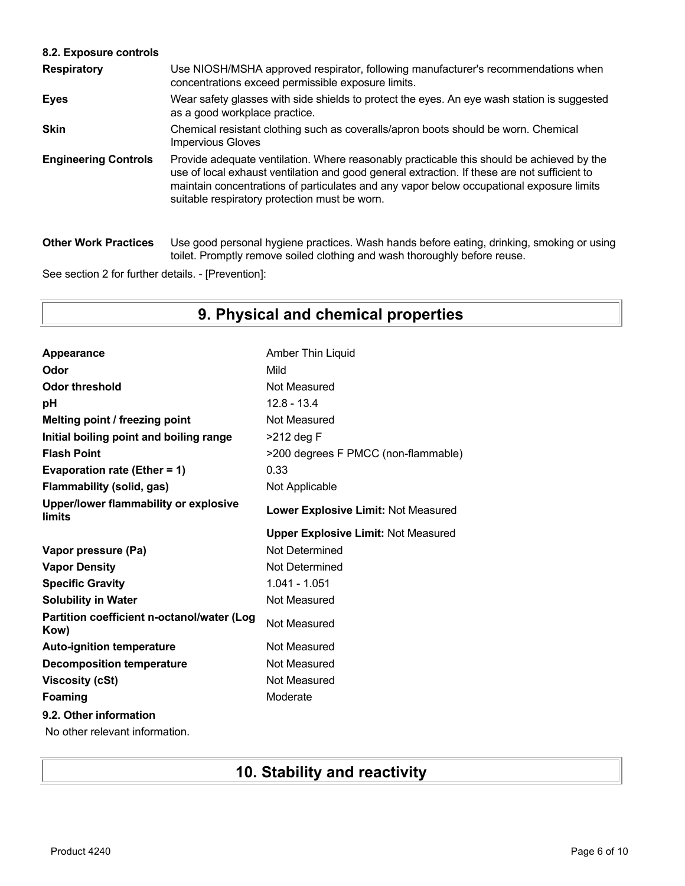**8.2. Exposure controls**

| | |
|---|---|
| **Respiratory** | Use NIOSH/MSHA approved respirator, following manufacturer's recommendations when concentrations exceed permissible exposure limits. |
| **Eyes** | Wear safety glasses with side shields to protect the eyes. An eye wash station is suggested as a good workplace practice. |
| **Skin** | Chemical resistant clothing such as coveralls/apron boots should be worn. Chemical Impervious Gloves |
| **Engineering Controls** | Provide adequate ventilation. Where reasonably practicable this should be achieved by the use of local exhaust ventilation and good general extraction. If these are not sufficient to maintain concentrations of particulates and any vapor below occupational exposure limits suitable respiratory protection must be worn. |
| **Other Work Practices** | Use good personal hygiene practices. Wash hands before eating, drinking, smoking or using toilet. Promptly remove soiled clothing and wash thoroughly before reuse. |

See section 2 for further details. - [Prevention]:

# 9. Physical and chemical properties

| | |
|---|---|
| **Appearance** | Amber Thin Liquid |
| **Odor** | Mild |
| **Odor threshold** | Not Measured |
| **pH** | 12.8 - 13.4 |
| **Melting point / freezing point** | Not Measured |
| **Initial boiling point and boiling range** | >212 deg F |
| **Flash Point** | >200 degrees F PMCC (non-flammable) |
| **Evaporation rate (Ether = 1)** | 0.33 |
| **Flammability (solid, gas)** | Not Applicable |
| **Upper/lower flammability or explosive limits** | **Lower Explosive Limit:** Not Measured |
| | **Upper Explosive Limit:** Not Measured |
| **Vapor pressure (Pa)** | Not Determined |
| **Vapor Density** | Not Determined |
| **Specific Gravity** | 1.041 - 1.051 |
| **Solubility in Water** | Not Measured |
| **Partition coefficient n-octanol/water (Log Kow)** | Not Measured |
| **Auto-ignition temperature** | Not Measured |
| **Decomposition temperature** | Not Measured |
| **Viscosity (cSt)** | Not Measured |
| **Foaming** | Moderate |

**9.2. Other information**

No other relevant information.

# 10. Stability and reactivity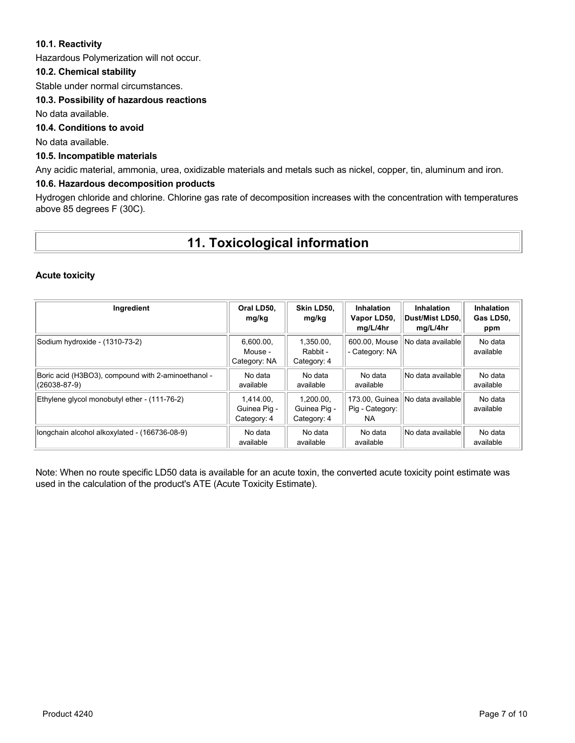### 10.1. Reactivity

Hazardous Polymerization will not occur.

### 10.2. Chemical stability

Stable under normal circumstances.

### 10.3. Possibility of hazardous reactions

No data available.

### 10.4. Conditions to avoid

No data available.

### 10.5. Incompatible materials

Any acidic material, ammonia, urea, oxidizable materials and metals such as nickel, copper, tin, aluminum and iron.

### 10.6. Hazardous decomposition products

Hydrogen chloride and chlorine. Chlorine gas rate of decomposition increases with the concentration with temperatures above 85 degrees F (30C).

## 11. Toxicological information

**Acute toxicity**

| Ingredient | Oral LD50, mg/kg | Skin LD50, mg/kg | Inhalation Vapor LD50, mg/L/4hr | Inhalation Dust/Mist LD50, mg/L/4hr | Inhalation Gas LD50, ppm |
|---|---|---|---|---|---|
| Sodium hydroxide - (1310-73-2) | 6,600.00, Mouse - Category: NA | 1,350.00, Rabbit - Category: 4 | 600.00, Mouse - Category: NA | No data available | No data available |
| Boric acid (H3BO3), compound with 2-aminoethanol - (26038-87-9) | No data available | No data available | No data available | No data available | No data available |
| Ethylene glycol monobutyl ether - (111-76-2) | 1,414.00, Guinea Pig - Category: 4 | 1,200.00, Guinea Pig - Category: 4 | 173.00, Guinea Pig - Category: NA | No data available | No data available |
| longchain alcohol alkoxylated - (166736-08-9) | No data available | No data available | No data available | No data available | No data available |

Note: When no route specific LD50 data is available for an acute toxin, the converted acute toxicity point estimate was used in the calculation of the product's ATE (Acute Toxicity Estimate).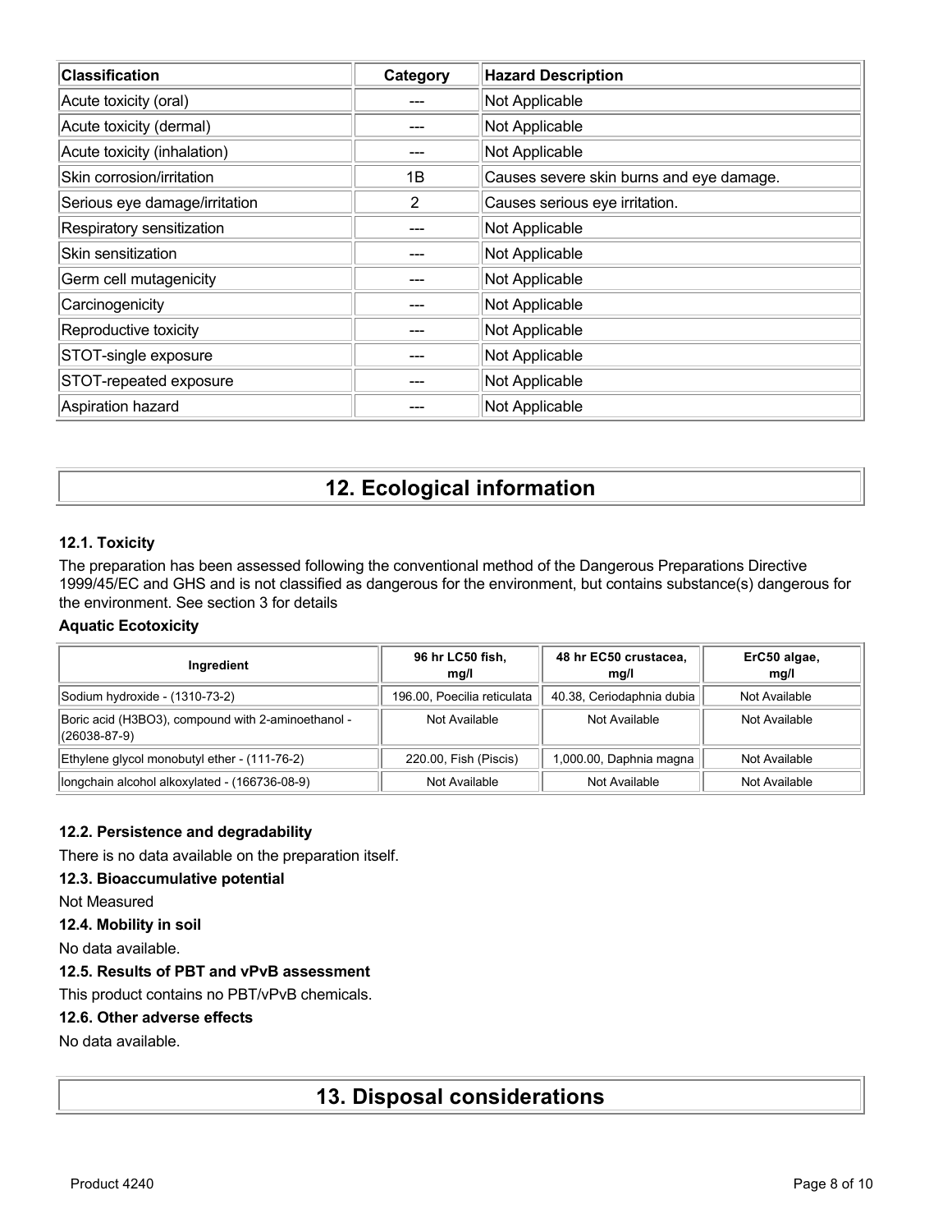| Classification | Category | Hazard Description |
|---|---|---|
| Acute toxicity (oral) | --- | Not Applicable |
| Acute toxicity (dermal) | --- | Not Applicable |
| Acute toxicity (inhalation) | --- | Not Applicable |
| Skin corrosion/irritation | 1B | Causes severe skin burns and eye damage. |
| Serious eye damage/irritation | 2 | Causes serious eye irritation. |
| Respiratory sensitization | --- | Not Applicable |
| Skin sensitization | --- | Not Applicable |
| Germ cell mutagenicity | --- | Not Applicable |
| Carcinogenicity | --- | Not Applicable |
| Reproductive toxicity | --- | Not Applicable |
| STOT-single exposure | --- | Not Applicable |
| STOT-repeated exposure | --- | Not Applicable |
| Aspiration hazard | --- | Not Applicable |

# 12. Ecological information

### 12.1. Toxicity

The preparation has been assessed following the conventional method of the Dangerous Preparations Directive 1999/45/EC and GHS and is not classified as dangerous for the environment, but contains substance(s) dangerous for the environment. See section 3 for details

**Aquatic Ecotoxicity**

| Ingredient | 96 hr LC50 fish, mg/l | 48 hr EC50 crustacea, mg/l | ErC50 algae, mg/l |
|---|---|---|---|
| Sodium hydroxide - (1310-73-2) | 196.00, Poecilia reticulata | 40.38, Ceriodaphnia dubia | Not Available |
| Boric acid (H3BO3), compound with 2-aminoethanol - (26038-87-9) | Not Available | Not Available | Not Available |
| Ethylene glycol monobutyl ether - (111-76-2) | 220.00, Fish (Piscis) | 1,000.00, Daphnia magna | Not Available |
| longchain alcohol alkoxylated - (166736-08-9) | Not Available | Not Available | Not Available |

### 12.2. Persistence and degradability

There is no data available on the preparation itself.

### 12.3. Bioaccumulative potential

Not Measured

### 12.4. Mobility in soil

No data available.

### 12.5. Results of PBT and vPvB assessment

This product contains no PBT/vPvB chemicals.

### 12.6. Other adverse effects

No data available.

# 13. Disposal considerations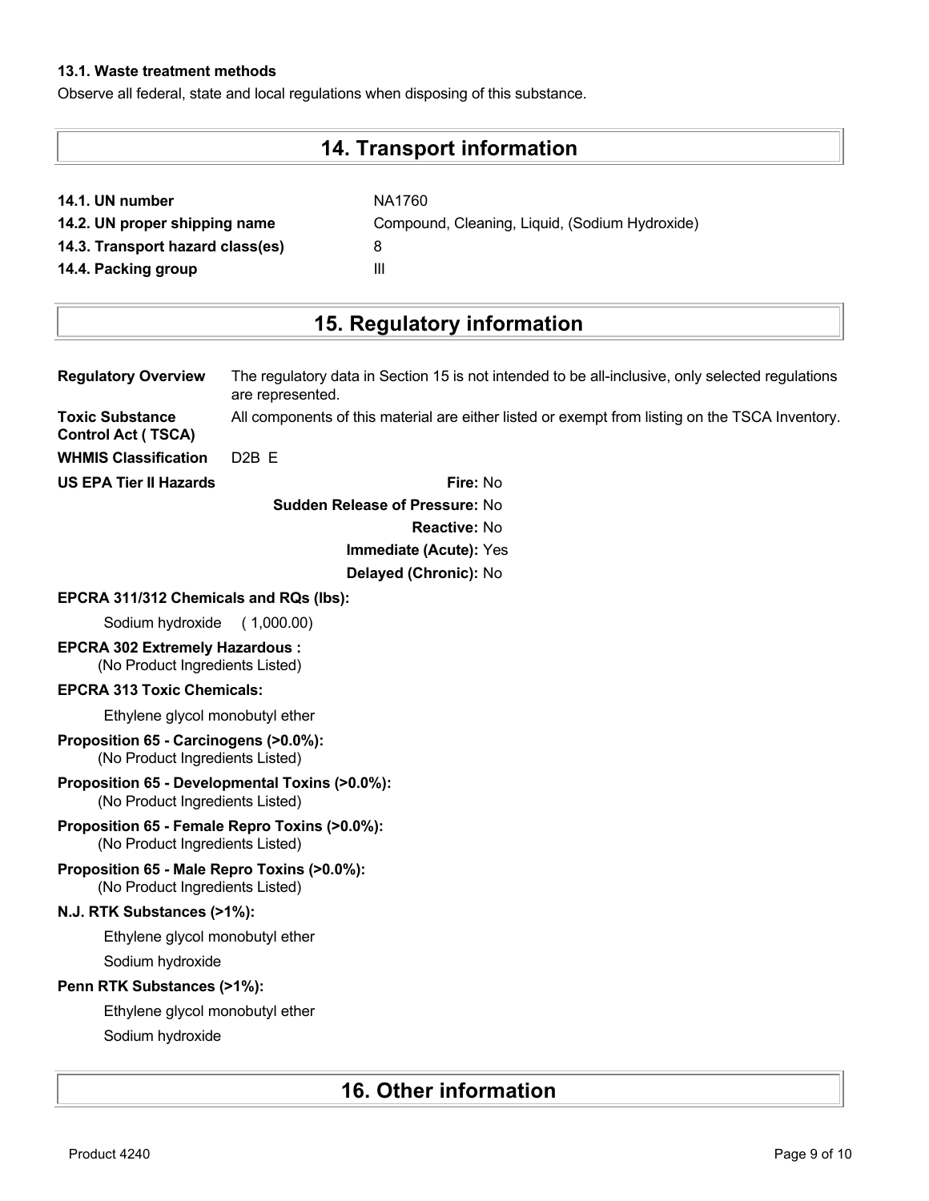### 13.1. Waste treatment methods

Observe all federal, state and local regulations when disposing of this substance.

## 14. Transport information

| | |
|---|---|
| **14.1. UN number** | NA1760 |
| **14.2. UN proper shipping name** | Compound, Cleaning, Liquid, (Sodium Hydroxide) |
| **14.3. Transport hazard class(es)** | 8 |
| **14.4. Packing group** | III |

## 15. Regulatory information

**Regulatory Overview** The regulatory data in Section 15 is not intended to be all-inclusive, only selected regulations are represented.

**Toxic Substance Control Act ( TSCA)** All components of this material are either listed or exempt from listing on the TSCA Inventory.

**WHMIS Classification** D2B E

**US EPA Tier II Hazards**

**Fire:** No

**Sudden Release of Pressure:** No

**Reactive:** No

**Immediate (Acute):** Yes

**Delayed (Chronic):** No

**EPCRA 311/312 Chemicals and RQs (lbs):**

Sodium hydroxide ( 1,000.00)

**EPCRA 302 Extremely Hazardous :**

(No Product Ingredients Listed)

**EPCRA 313 Toxic Chemicals:**

Ethylene glycol monobutyl ether

**Proposition 65 - Carcinogens (>0.0%):**

(No Product Ingredients Listed)

**Proposition 65 - Developmental Toxins (>0.0%):**

(No Product Ingredients Listed)

**Proposition 65 - Female Repro Toxins (>0.0%):**

(No Product Ingredients Listed)

**Proposition 65 - Male Repro Toxins (>0.0%):**

(No Product Ingredients Listed)

**N.J. RTK Substances (>1%):**

Ethylene glycol monobutyl ether

Sodium hydroxide

**Penn RTK Substances (>1%):**

Ethylene glycol monobutyl ether

Sodium hydroxide

## 16. Other information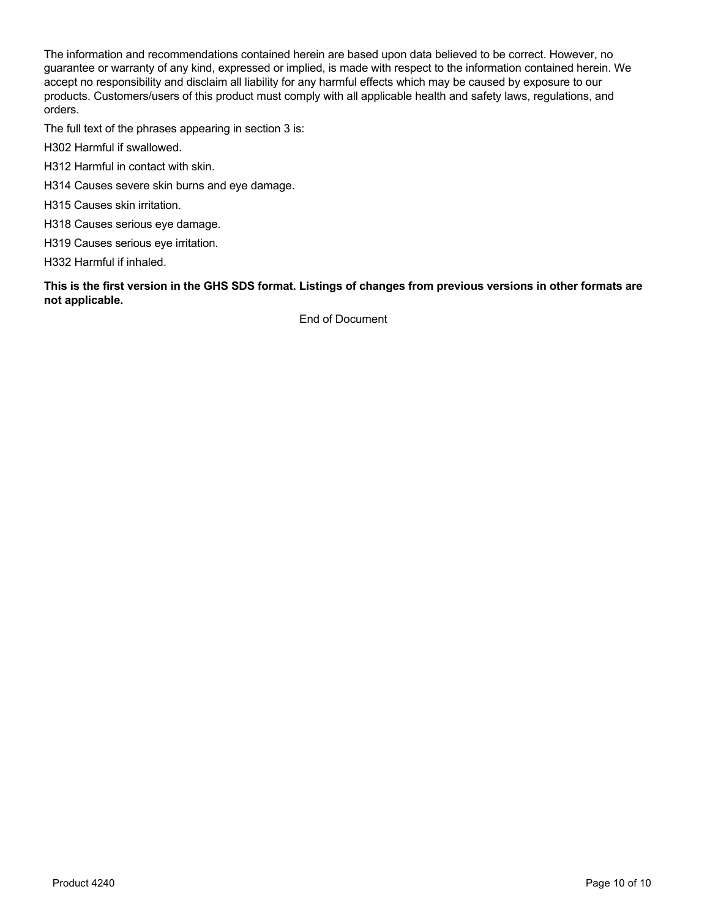The information and recommendations contained herein are based upon data believed to be correct. However, no guarantee or warranty of any kind, expressed or implied, is made with respect to the information contained herein. We accept no responsibility and disclaim all liability for any harmful effects which may be caused by exposure to our products. Customers/users of this product must comply with all applicable health and safety laws, regulations, and orders.

The full text of the phrases appearing in section 3 is:

H302 Harmful if swallowed.

H312 Harmful in contact with skin.

H314 Causes severe skin burns and eye damage.

H315 Causes skin irritation.

H318 Causes serious eye damage.

H319 Causes serious eye irritation.

H332 Harmful if inhaled.

**This is the first version in the GHS SDS format. Listings of changes from previous versions in other formats are not applicable.**

End of Document